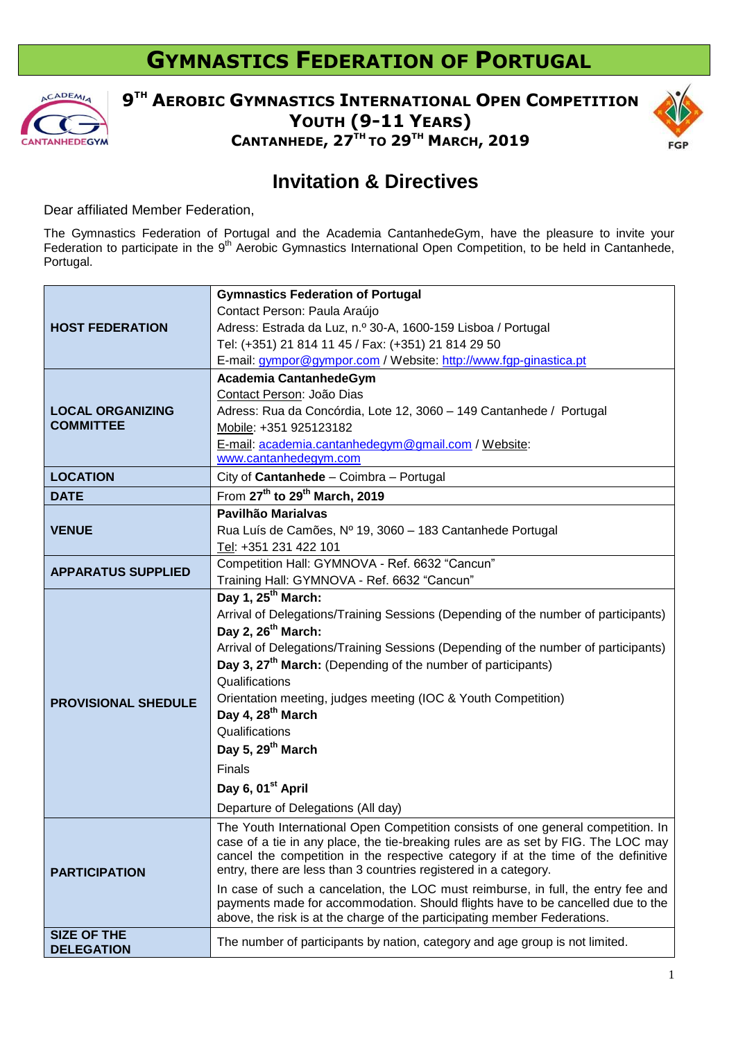# GYMNASTICS FEDERATION OF PORTUGAL

## 9TH AEROBIC GYMNASTICS INTERNATIONAL OPEN COMPETITION YOUTH (9-11 YEARS)

### CANTANHEDE, 27TH TO 29TH MARCH, 2019

## Invitation & Directives

Dear affiliated Member Federation,

The Gymnastics Federation of Portugal and the Academia CantanhedeGym, have the pleasure to invite your Federation to participate in the 9th Aerobic Gymnastics International Open Competition, to be held in Cantanhede, Portugal.

| | |
|---|---|
| **HOST FEDERATION** | **Gymnastics Federation of Portugal**<br>Contact Person: Paula Araújo<br>Adress: Estrada da Luz, n.º 30-A, 1600-159 Lisboa / Portugal<br>Tel: (+351) 21 814 11 45 / Fax: (+351) 21 814 29 50<br>E-mail: gympor@gympor.com / Website: http://www.fgp-ginastica.pt |
| **LOCAL ORGANIZING COMMITTEE** | **Academia CantanhedeGym**<br>Contact Person: João Dias<br>Adress: Rua da Concórdia, Lote 12, 3060 – 149 Cantanhede / Portugal<br>Mobile: +351 925123182<br>E-mail: academia.cantanhedegym@gmail.com / Website: www.cantanhedegym.com |
| **LOCATION** | City of **Cantanhede** – Coimbra – Portugal |
| **DATE** | From **27th to 29th March, 2019** |
| **VENUE** | **Pavilhão Marialvas**<br>Rua Luís de Camões, Nº 19, 3060 – 183 Cantanhede Portugal<br>Tel: +351 231 422 101 |
| **APPARATUS SUPPLIED** | Competition Hall: GYMNOVA - Ref. 6632 "Cancun"<br>Training Hall: GYMNOVA - Ref. 6632 "Cancun" |
| **PROVISIONAL SHEDULE** | **Day 1, 25th March:**<br>Arrival of Delegations/Training Sessions (Depending of the number of participants)<br>**Day 2, 26th March:**<br>Arrival of Delegations/Training Sessions (Depending of the number of participants)<br>**Day 3, 27th March:** (Depending of the number of participants)<br>Qualifications<br>Orientation meeting, judges meeting (IOC & Youth Competition)<br>**Day 4, 28th March**<br>Qualifications<br>**Day 5, 29th March**<br>Finals<br>**Day 6, 01st April**<br>Departure of Delegations (All day) |
| **PARTICIPATION** | The Youth International Open Competition consists of one general competition. In case of a tie in any place, the tie-breaking rules are as set by FIG. The LOC may cancel the competition in the respective category if at the time of the definitive entry, there are less than 3 countries registered in a category.<br>In case of such a cancelation, the LOC must reimburse, in full, the entry fee and payments made for accommodation. Should flights have to be cancelled due to the above, the risk is at the charge of the participating member Federations. |
| **SIZE OF THE DELEGATION** | The number of participants by nation, category and age group is not limited. |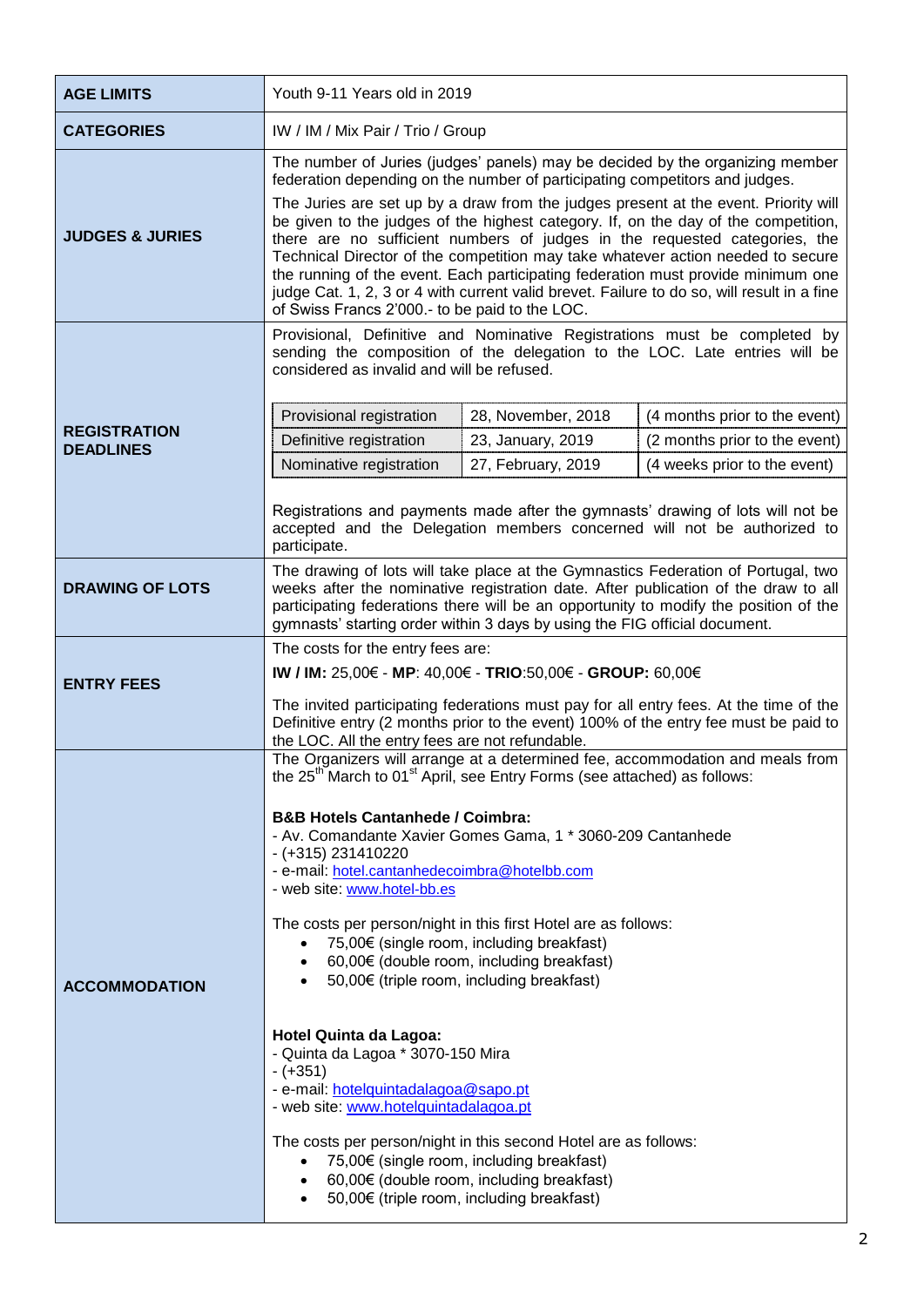| | |
|---|---|
| **AGE LIMITS** | Youth 9-11 Years old in 2019 |
| **CATEGORIES** | IW / IM / Mix Pair / Trio / Group |
| **JUDGES & JURIES** | The number of Juries (judges' panels) may be decided by the organizing member federation depending on the number of participating competitors and judges.<br><br>The Juries are set up by a draw from the judges present at the event. Priority will be given to the judges of the highest category. If, on the day of the competition, there are no sufficient numbers of judges in the requested categories, the Technical Director of the competition may take whatever action needed to secure the running of the event. Each participating federation must provide minimum one judge Cat. 1, 2, 3 or 4 with current valid brevet. Failure to do so, will result in a fine of Swiss Francs 2'000.- to be paid to the LOC. |
| **REGISTRATION DEADLINES** | Provisional, Definitive and Nominative Registrations must be completed by sending the composition of the delegation to the LOC. Late entries will be considered as invalid and will be refused.<br><br>Provisional registration – 28, November, 2018 – (4 months prior to the event)<br>Definitive registration – 23, January, 2019 – (2 months prior to the event)<br>Nominative registration – 27, February, 2019 – (4 weeks prior to the event)<br><br>Registrations and payments made after the gymnasts' drawing of lots will not be accepted and the Delegation members concerned will not be authorized to participate. |
| **DRAWING OF LOTS** | The drawing of lots will take place at the Gymnastics Federation of Portugal, two weeks after the nominative registration date. After publication of the draw to all participating federations there will be an opportunity to modify the position of the gymnasts' starting order within 3 days by using the FIG official document. |
| **ENTRY FEES** | The costs for the entry fees are:<br><br>**IW / IM:** 25,00€ - **MP**: 40,00€ - **TRIO**:50,00€ - **GROUP:** 60,00€<br><br>The invited participating federations must pay for all entry fees. At the time of the Definitive entry (2 months prior to the event) 100% of the entry fee must be paid to the LOC. All the entry fees are not refundable. |
| **ACCOMMODATION** | The Organizers will arrange at a determined fee, accommodation and meals from the 25th March to 01st April, see Entry Forms (see attached) as follows:<br><br>**B&B Hotels Cantanhede / Coimbra:**<br>- Av. Comandante Xavier Gomes Gama, 1 * 3060-209 Cantanhede<br>- (+315) 231410220<br>- e-mail: hotel.cantanhedecoimbra@hotelbb.com<br>- web site: www.hotel-bb.es<br><br>The costs per person/night in this first Hotel are as follows:<br>• 75,00€ (single room, including breakfast)<br>• 60,00€ (double room, including breakfast)<br>• 50,00€ (triple room, including breakfast)<br><br>**Hotel Quinta da Lagoa:**<br>- Quinta da Lagoa * 3070-150 Mira<br>- (+351)<br>- e-mail: hotelquintadalagoa@sapo.pt<br>- web site: www.hotelquintadalagoa.pt<br><br>The costs per person/night in this second Hotel are as follows:<br>• 75,00€ (single room, including breakfast)<br>• 60,00€ (double room, including breakfast)<br>• 50,00€ (triple room, including breakfast) |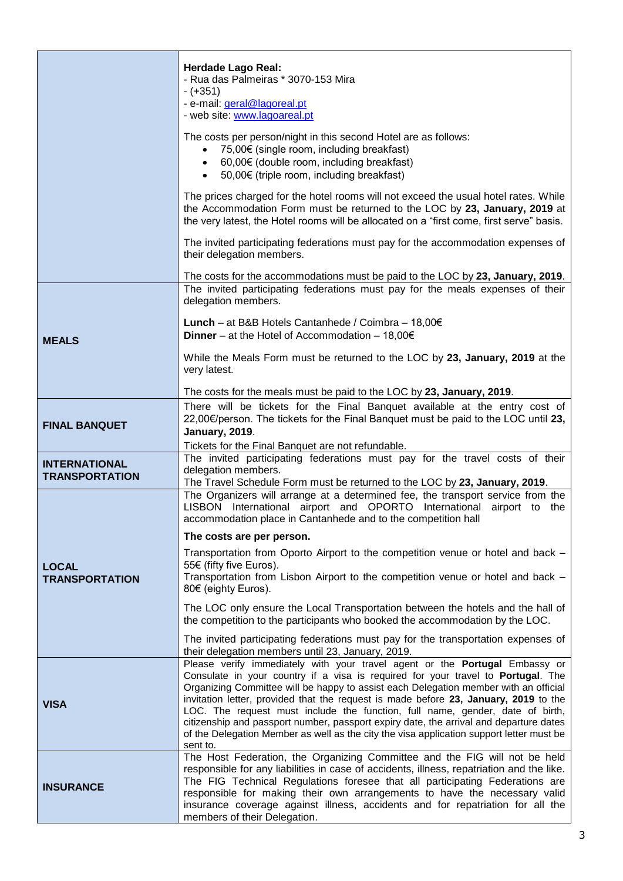| | |
|---|---|
| | **Herdade Lago Real:**<br>- Rua das Palmeiras * 3070-153 Mira<br>- (+351)<br>- e-mail: geral@lagoreal.pt<br>- web site: www.lagoareal.pt<br><br>The costs per person/night in this second Hotel are as follows:<br>• 75,00€ (single room, including breakfast)<br>• 60,00€ (double room, including breakfast)<br>• 50,00€ (triple room, including breakfast)<br><br>The prices charged for the hotel rooms will not exceed the usual hotel rates. While the Accommodation Form must be returned to the LOC by **23, January, 2019** at the very latest, the Hotel rooms will be allocated on a "first come, first serve" basis.<br><br>The invited participating federations must pay for the accommodation expenses of their delegation members.<br><br>The costs for the accommodations must be paid to the LOC by **23, January, 2019**. |
| **MEALS** | The invited participating federations must pay for the meals expenses of their delegation members.<br><br>**Lunch** – at B&B Hotels Cantanhede / Coimbra – 18,00€<br>**Dinner** – at the Hotel of Accommodation – 18,00€<br><br>While the Meals Form must be returned to the LOC by **23, January, 2019** at the very latest.<br><br>The costs for the meals must be paid to the LOC by **23, January, 2019**. |
| **FINAL BANQUET** | There will be tickets for the Final Banquet available at the entry cost of 22,00€/person. The tickets for the Final Banquet must be paid to the LOC until **23, January, 2019**.<br>Tickets for the Final Banquet are not refundable. |
| **INTERNATIONAL TRANSPORTATION** | The invited participating federations must pay for the travel costs of their delegation members.<br>The Travel Schedule Form must be returned to the LOC by **23, January, 2019**. |
| **LOCAL TRANSPORTATION** | The Organizers will arrange at a determined fee, the transport service from the LISBON International airport and OPORTO International airport to the accommodation place in Cantanhede and to the competition hall<br><br>**The costs are per person.**<br><br>Transportation from Oporto Airport to the competition venue or hotel and back – 55€ (fifty five Euros).<br>Transportation from Lisbon Airport to the competition venue or hotel and back – 80€ (eighty Euros).<br><br>The LOC only ensure the Local Transportation between the hotels and the hall of the competition to the participants who booked the accommodation by the LOC.<br><br>The invited participating federations must pay for the transportation expenses of their delegation members until 23, January, 2019. |
| **VISA** | Please verify immediately with your travel agent or the **Portugal** Embassy or Consulate in your country if a visa is required for your travel to **Portugal**. The Organizing Committee will be happy to assist each Delegation member with an official invitation letter, provided that the request is made before **23, January, 2019** to the LOC. The request must include the function, full name, gender, date of birth, citizenship and passport number, passport expiry date, the arrival and departure dates of the Delegation Member as well as the city the visa application support letter must be sent to. |
| **INSURANCE** | The Host Federation, the Organizing Committee and the FIG will not be held responsible for any liabilities in case of accidents, illness, repatriation and the like. The FIG Technical Regulations foresee that all participating Federations are responsible for making their own arrangements to have the necessary valid insurance coverage against illness, accidents and for repatriation for all the members of their Delegation. |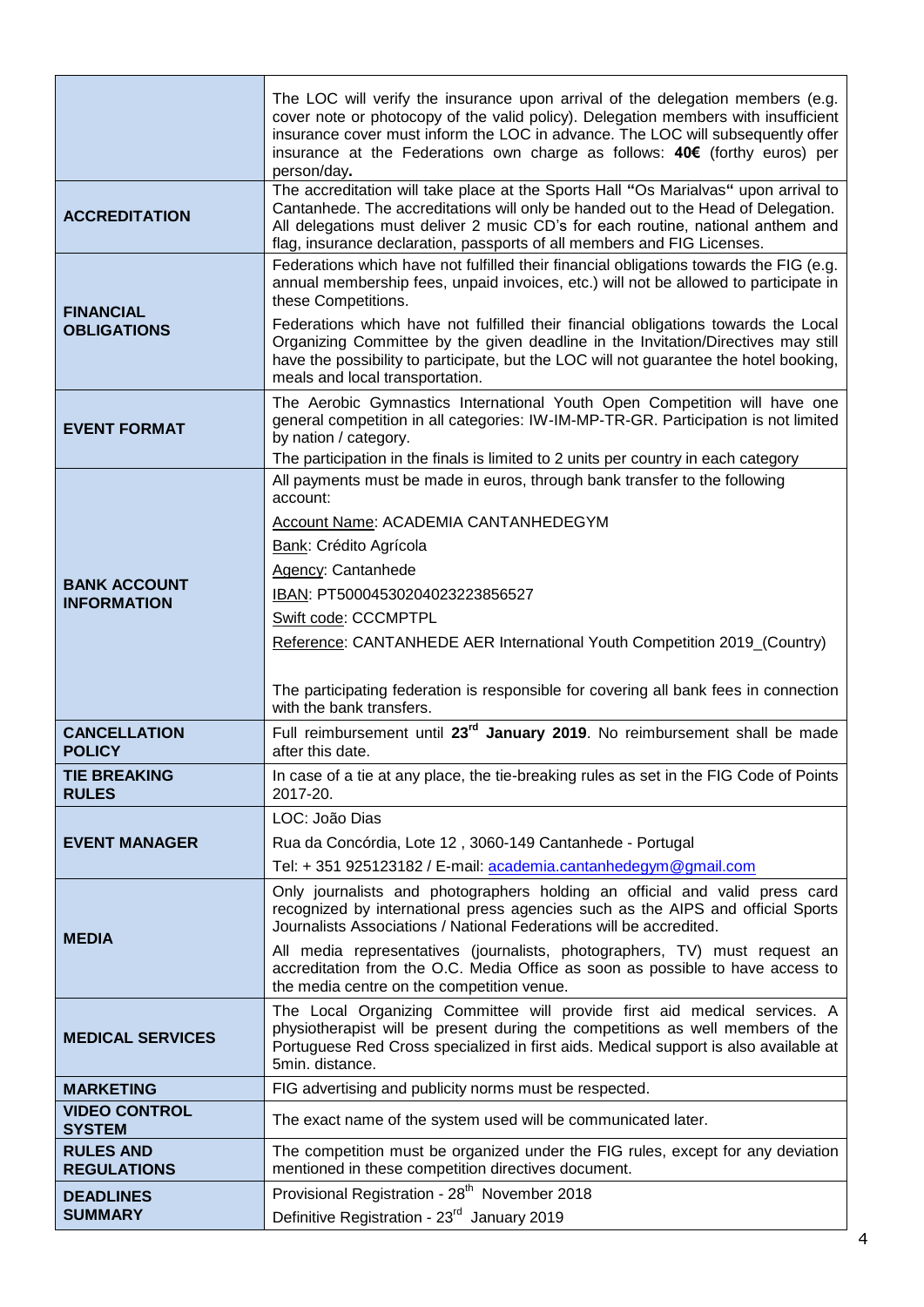| | |
|---|---|
| | The LOC will verify the insurance upon arrival of the delegation members (e.g. cover note or photocopy of the valid policy). Delegation members with insufficient insurance cover must inform the LOC in advance. The LOC will subsequently offer insurance at the Federations own charge as follows: **40€** (forthy euros) per person/day**.** |
| **ACCREDITATION** | The accreditation will take place at the Sports Hall **"**Os Marialvas**"** upon arrival to Cantanhede. The accreditations will only be handed out to the Head of Delegation. All delegations must deliver 2 music CD's for each routine, national anthem and flag, insurance declaration, passports of all members and FIG Licenses. |
| **FINANCIAL OBLIGATIONS** | Federations which have not fulfilled their financial obligations towards the FIG (e.g. annual membership fees, unpaid invoices, etc.) will not be allowed to participate in these Competitions.<br><br>Federations which have not fulfilled their financial obligations towards the Local Organizing Committee by the given deadline in the Invitation/Directives may still have the possibility to participate, but the LOC will not guarantee the hotel booking, meals and local transportation. |
| **EVENT FORMAT** | The Aerobic Gymnastics International Youth Open Competition will have one general competition in all categories: IW-IM-MP-TR-GR. Participation is not limited by nation / category.<br>The participation in the finals is limited to 2 units per country in each category |
| **BANK ACCOUNT INFORMATION** | All payments must be made in euros, through bank transfer to the following account:<br>Account Name: ACADEMIA CANTANHEDEGYM<br>Bank: Crédito Agrícola<br>Agency: Cantanhede<br>IBAN: PT50004530204023223856527<br>Swift code: CCCMPTPL<br>Reference: CANTANHEDE AER International Youth Competition 2019_(Country)<br><br>The participating federation is responsible for covering all bank fees in connection with the bank transfers. |
| **CANCELLATION POLICY** | Full reimbursement until **23rd January 2019**. No reimbursement shall be made after this date. |
| **TIE BREAKING RULES** | In case of a tie at any place, the tie-breaking rules as set in the FIG Code of Points 2017-20. |
| **EVENT MANAGER** | LOC: João Dias<br>Rua da Concórdia, Lote 12 , 3060-149 Cantanhede - Portugal<br>Tel: + 351 925123182 / E-mail: academia.cantanhedegym@gmail.com |
| **MEDIA** | Only journalists and photographers holding an official and valid press card recognized by international press agencies such as the AIPS and official Sports Journalists Associations / National Federations will be accredited.<br><br>All media representatives (journalists, photographers, TV) must request an accreditation from the O.C. Media Office as soon as possible to have access to the media centre on the competition venue. |
| **MEDICAL SERVICES** | The Local Organizing Committee will provide first aid medical services. A physiotherapist will be present during the competitions as well members of the Portuguese Red Cross specialized in first aids. Medical support is also available at 5min. distance. |
| **MARKETING** | FIG advertising and publicity norms must be respected. |
| **VIDEO CONTROL SYSTEM** | The exact name of the system used will be communicated later. |
| **RULES AND REGULATIONS** | The competition must be organized under the FIG rules, except for any deviation mentioned in these competition directives document. |
| **DEADLINES SUMMARY** | Provisional Registration - 28th November 2018<br>Definitive Registration - 23rd January 2019 |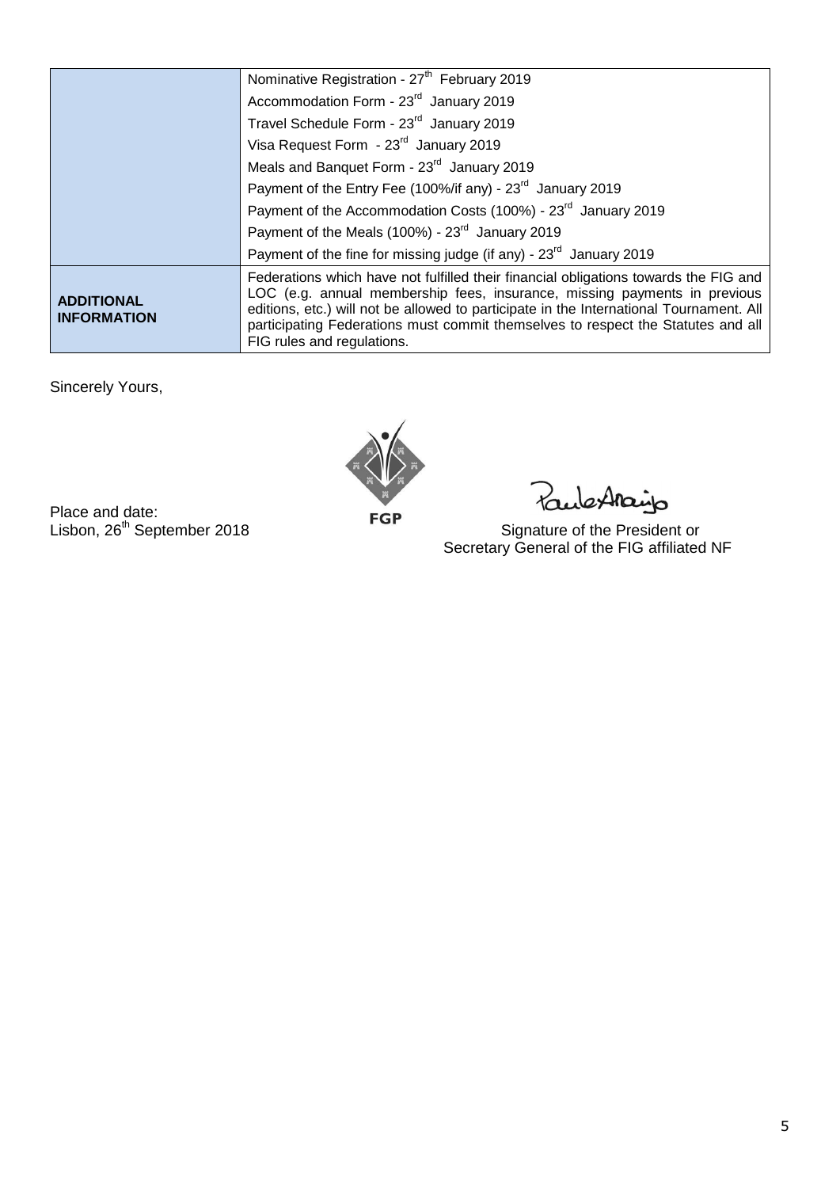| | |
|---|---|
| | Nominative Registration - 27th February 2019 |
| | Accommodation Form - 23rd January 2019 |
| | Travel Schedule Form - 23rd January 2019 |
| | Visa Request Form - 23rd January 2019 |
| | Meals and Banquet Form - 23rd January 2019 |
| | Payment of the Entry Fee (100%/if any) - 23rd January 2019 |
| | Payment of the Accommodation Costs (100%) - 23rd January 2019 |
| | Payment of the Meals (100%) - 23rd January 2019 |
| | Payment of the fine for missing judge (if any) - 23rd January 2019 |
| **ADDITIONAL INFORMATION** | Federations which have not fulfilled their financial obligations towards the FIG and LOC (e.g. annual membership fees, insurance, missing payments in previous editions, etc.) will not be allowed to participate in the International Tournament. All participating Federations must commit themselves to respect the Statutes and all FIG rules and regulations. |

Sincerely Yours,

FGP

Place and date:
Lisbon, 26th September 2018

Signature of the President or
Secretary General of the FIG affiliated NF